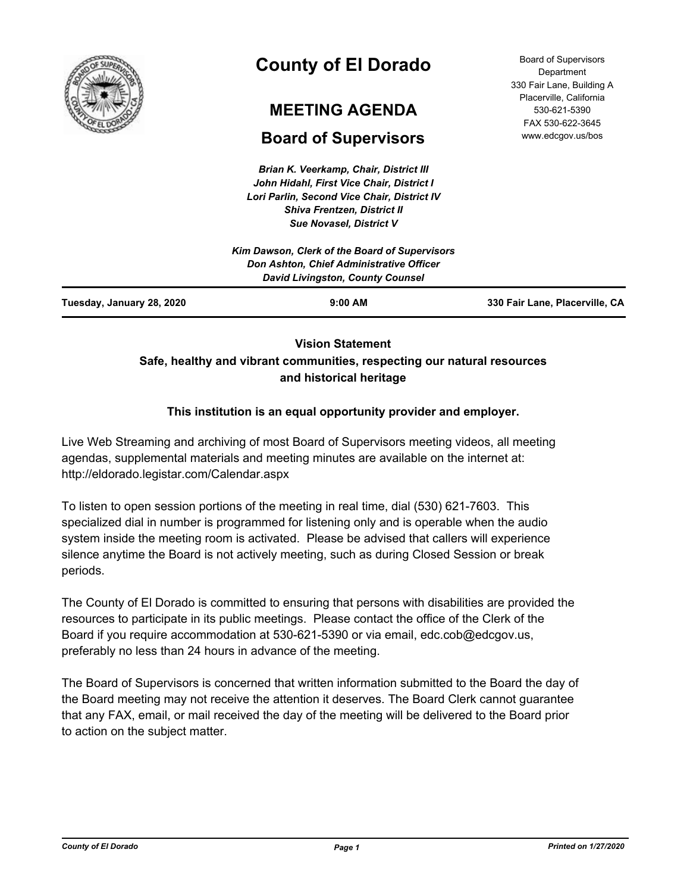# County of El Dorado

## MEETING AGENDA

## Board of Supervisors

Board of Supervisors Department
330 Fair Lane, Building A
Placerville, California
530-621-5390
FAX 530-622-3645
www.edcgov.us/bos

***Brian K. Veerkamp, Chair, District III***
***John Hidahl, First Vice Chair, District I***
***Lori Parlin, Second Vice Chair, District IV***
***Shiva Frentzen, District II***
***Sue Novasel, District V***

***Kim Dawson, Clerk of the Board of Supervisors***
***Don Ashton, Chief Administrative Officer***
***David Livingston, County Counsel***

**Tuesday, January 28, 2020** | **9:00 AM** | **330 Fair Lane, Placerville, CA**

**Vision Statement**

**Safe, healthy and vibrant communities, respecting our natural resources and historical heritage**

**This institution is an equal opportunity provider and employer.**

Live Web Streaming and archiving of most Board of Supervisors meeting videos, all meeting agendas, supplemental materials and meeting minutes are available on the internet at: http://eldorado.legistar.com/Calendar.aspx

To listen to open session portions of the meeting in real time, dial (530) 621-7603. This specialized dial in number is programmed for listening only and is operable when the audio system inside the meeting room is activated. Please be advised that callers will experience silence anytime the Board is not actively meeting, such as during Closed Session or break periods.

The County of El Dorado is committed to ensuring that persons with disabilities are provided the resources to participate in its public meetings. Please contact the office of the Clerk of the Board if you require accommodation at 530-621-5390 or via email, edc.cob@edcgov.us, preferably no less than 24 hours in advance of the meeting.

The Board of Supervisors is concerned that written information submitted to the Board the day of the Board meeting may not receive the attention it deserves. The Board Clerk cannot guarantee that any FAX, email, or mail received the day of the meeting will be delivered to the Board prior to action on the subject matter.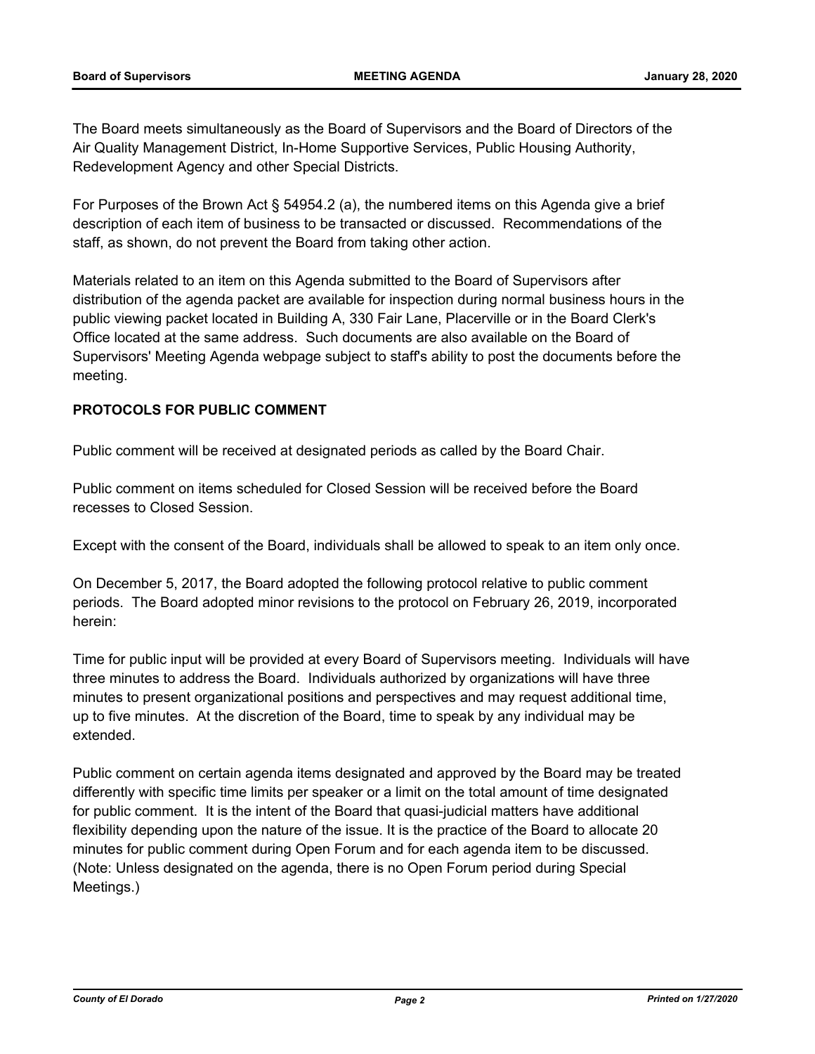The Board meets simultaneously as the Board of Supervisors and the Board of Directors of the Air Quality Management District, In-Home Supportive Services, Public Housing Authority, Redevelopment Agency and other Special Districts.

For Purposes of the Brown Act § 54954.2 (a), the numbered items on this Agenda give a brief description of each item of business to be transacted or discussed. Recommendations of the staff, as shown, do not prevent the Board from taking other action.

Materials related to an item on this Agenda submitted to the Board of Supervisors after distribution of the agenda packet are available for inspection during normal business hours in the public viewing packet located in Building A, 330 Fair Lane, Placerville or in the Board Clerk's Office located at the same address. Such documents are also available on the Board of Supervisors' Meeting Agenda webpage subject to staff's ability to post the documents before the meeting.

**PROTOCOLS FOR PUBLIC COMMENT**

Public comment will be received at designated periods as called by the Board Chair.

Public comment on items scheduled for Closed Session will be received before the Board recesses to Closed Session.

Except with the consent of the Board, individuals shall be allowed to speak to an item only once.

On December 5, 2017, the Board adopted the following protocol relative to public comment periods. The Board adopted minor revisions to the protocol on February 26, 2019, incorporated herein:

Time for public input will be provided at every Board of Supervisors meeting. Individuals will have three minutes to address the Board. Individuals authorized by organizations will have three minutes to present organizational positions and perspectives and may request additional time, up to five minutes. At the discretion of the Board, time to speak by any individual may be extended.

Public comment on certain agenda items designated and approved by the Board may be treated differently with specific time limits per speaker or a limit on the total amount of time designated for public comment. It is the intent of the Board that quasi-judicial matters have additional flexibility depending upon the nature of the issue. It is the practice of the Board to allocate 20 minutes for public comment during Open Forum and for each agenda item to be discussed. (Note: Unless designated on the agenda, there is no Open Forum period during Special Meetings.)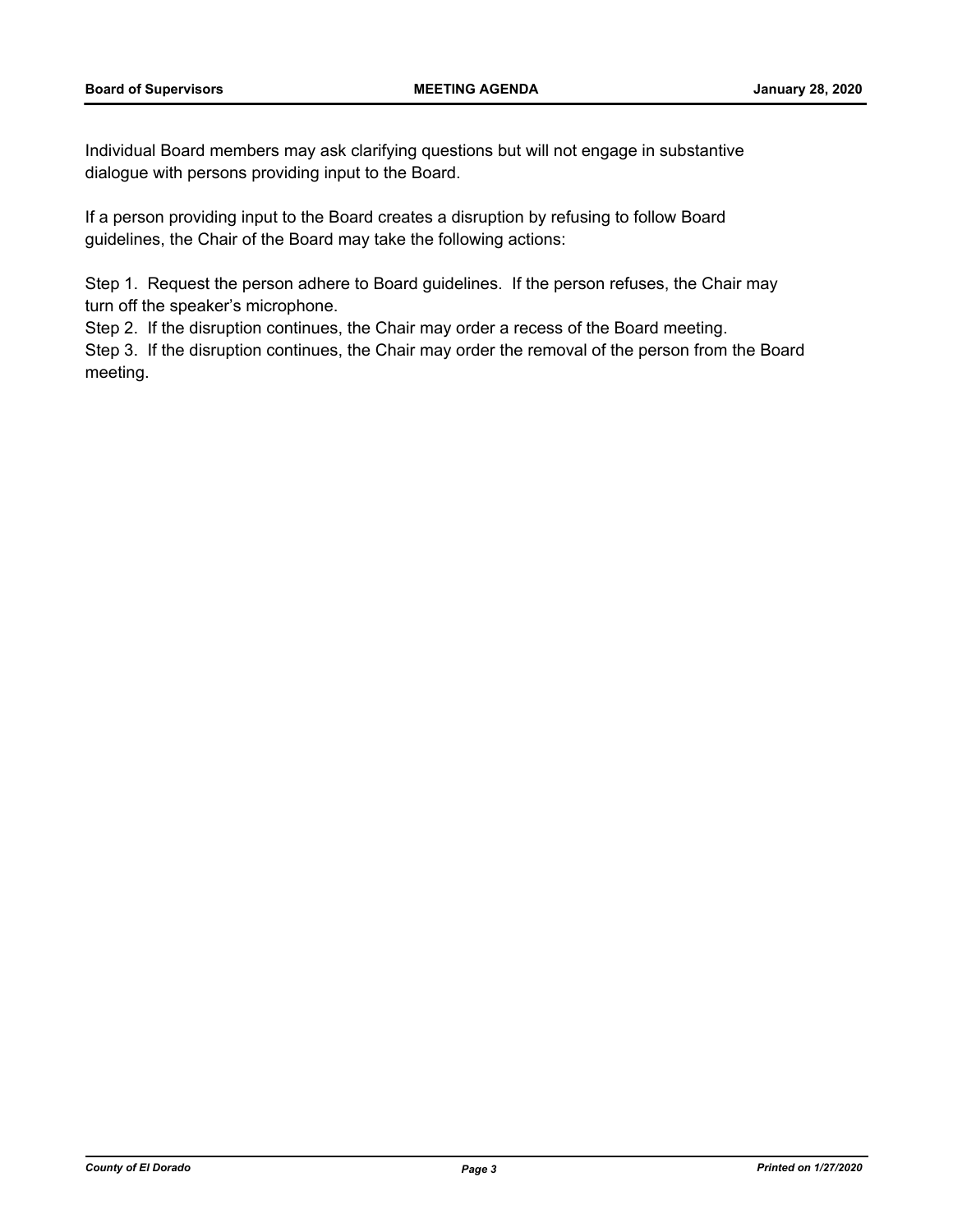Individual Board members may ask clarifying questions but will not engage in substantive dialogue with persons providing input to the Board.

If a person providing input to the Board creates a disruption by refusing to follow Board guidelines, the Chair of the Board may take the following actions:

Step 1. Request the person adhere to Board guidelines. If the person refuses, the Chair may turn off the speaker's microphone.
Step 2. If the disruption continues, the Chair may order a recess of the Board meeting.
Step 3. If the disruption continues, the Chair may order the removal of the person from the Board meeting.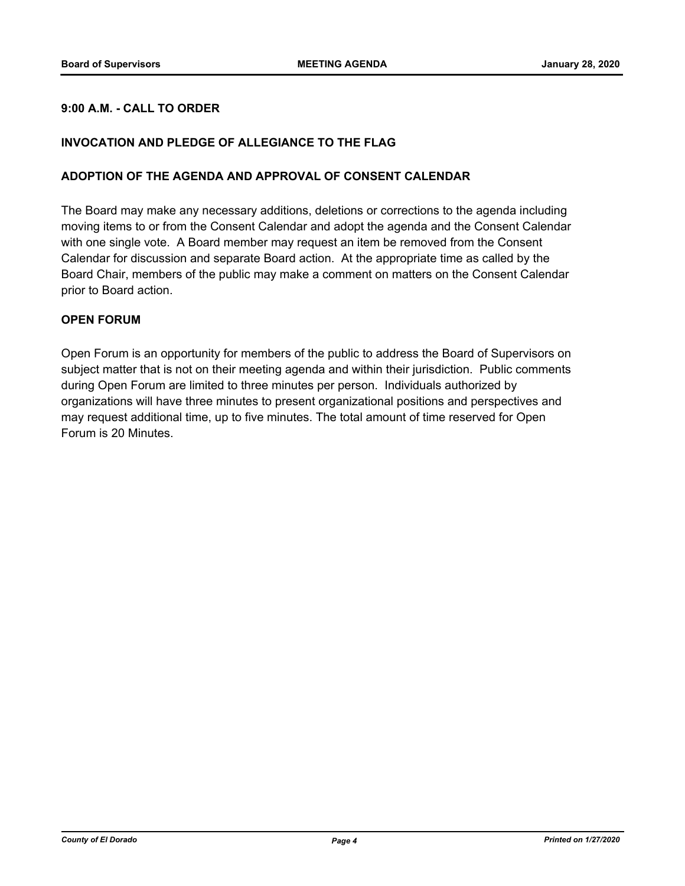**9:00 A.M. - CALL TO ORDER**

**INVOCATION AND PLEDGE OF ALLEGIANCE TO THE FLAG**

**ADOPTION OF THE AGENDA AND APPROVAL OF CONSENT CALENDAR**

The Board may make any necessary additions, deletions or corrections to the agenda including moving items to or from the Consent Calendar and adopt the agenda and the Consent Calendar with one single vote. A Board member may request an item be removed from the Consent Calendar for discussion and separate Board action. At the appropriate time as called by the Board Chair, members of the public may make a comment on matters on the Consent Calendar prior to Board action.

**OPEN FORUM**

Open Forum is an opportunity for members of the public to address the Board of Supervisors on subject matter that is not on their meeting agenda and within their jurisdiction. Public comments during Open Forum are limited to three minutes per person. Individuals authorized by organizations will have three minutes to present organizational positions and perspectives and may request additional time, up to five minutes. The total amount of time reserved for Open Forum is 20 Minutes.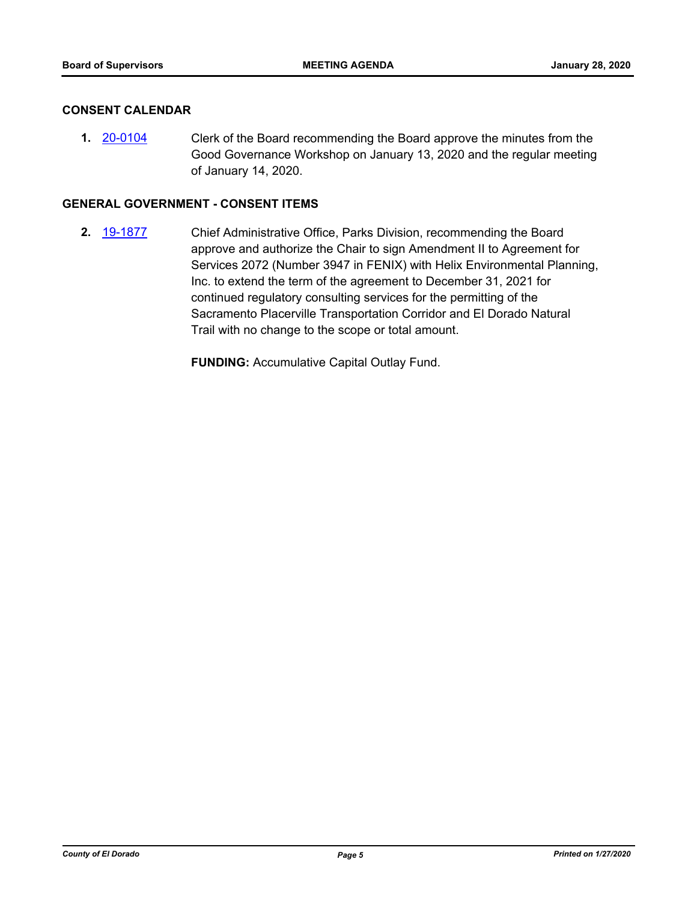## CONSENT CALENDAR

**1.** 20-0104 Clerk of the Board recommending the Board approve the minutes from the Good Governance Workshop on January 13, 2020 and the regular meeting of January 14, 2020.

## GENERAL GOVERNMENT - CONSENT ITEMS

**2.** 19-1877 Chief Administrative Office, Parks Division, recommending the Board approve and authorize the Chair to sign Amendment II to Agreement for Services 2072 (Number 3947 in FENIX) with Helix Environmental Planning, Inc. to extend the term of the agreement to December 31, 2021 for continued regulatory consulting services for the permitting of the Sacramento Placerville Transportation Corridor and El Dorado Natural Trail with no change to the scope or total amount.

**FUNDING:** Accumulative Capital Outlay Fund.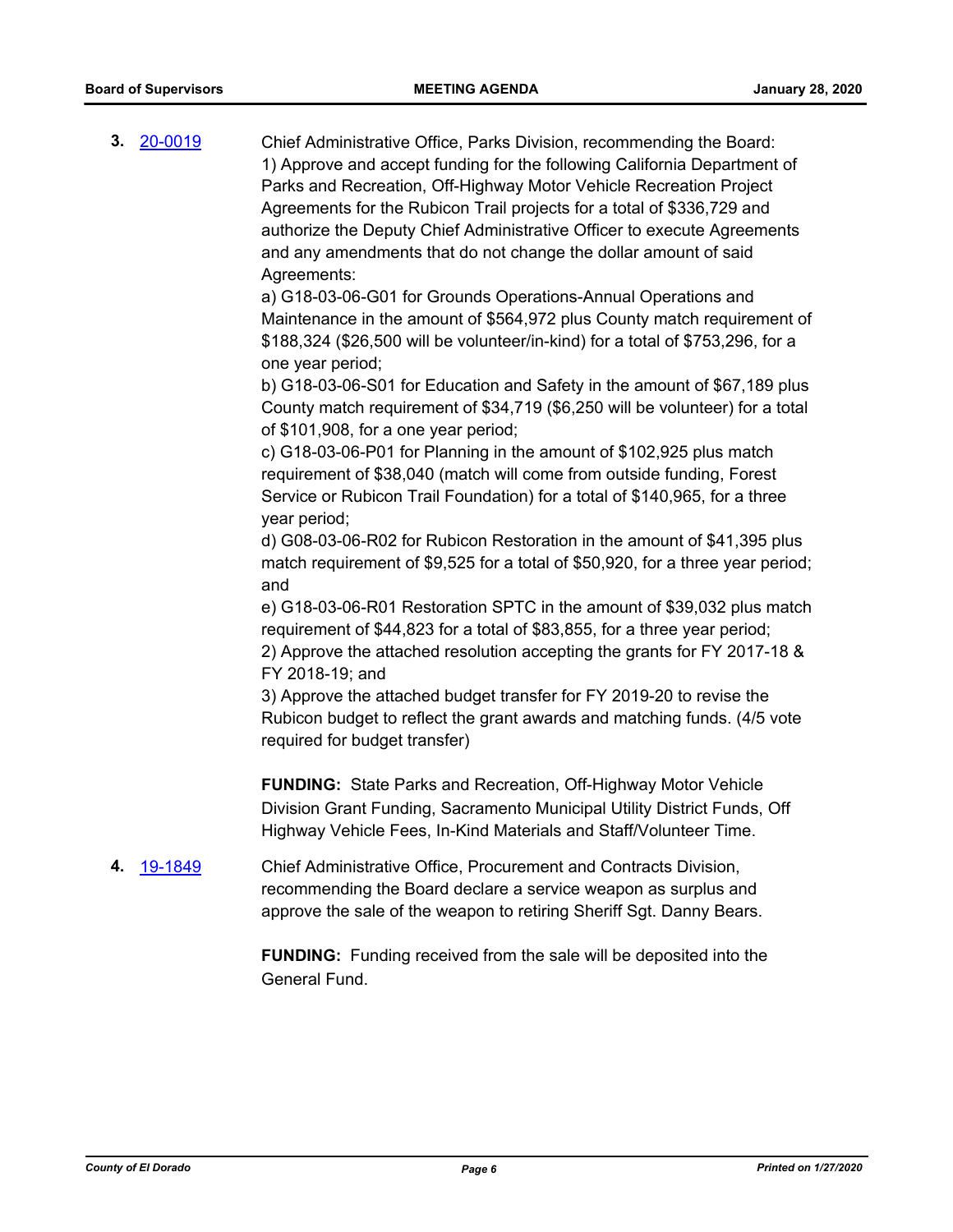3. [20-0019](20-0019)

Chief Administrative Office, Parks Division, recommending the Board:
1) Approve and accept funding for the following California Department of Parks and Recreation, Off-Highway Motor Vehicle Recreation Project Agreements for the Rubicon Trail projects for a total of $336,729 and authorize the Deputy Chief Administrative Officer to execute Agreements and any amendments that do not change the dollar amount of said Agreements:
a) G18-03-06-G01 for Grounds Operations-Annual Operations and Maintenance in the amount of $564,972 plus County match requirement of $188,324 ($26,500 will be volunteer/in-kind) for a total of $753,296, for a one year period;
b) G18-03-06-S01 for Education and Safety in the amount of $67,189 plus County match requirement of $34,719 ($6,250 will be volunteer) for a total of $101,908, for a one year period;
c) G18-03-06-P01 for Planning in the amount of $102,925 plus match requirement of $38,040 (match will come from outside funding, Forest Service or Rubicon Trail Foundation) for a total of $140,965, for a three year period;
d) G08-03-06-R02 for Rubicon Restoration in the amount of $41,395 plus match requirement of $9,525 for a total of $50,920, for a three year period; and
e) G18-03-06-R01 Restoration SPTC in the amount of $39,032 plus match requirement of $44,823 for a total of $83,855, for a three year period;
2) Approve the attached resolution accepting the grants for FY 2017-18 & FY 2018-19; and
3) Approve the attached budget transfer for FY 2019-20 to revise the Rubicon budget to reflect the grant awards and matching funds. (4/5 vote required for budget transfer)

**FUNDING:** State Parks and Recreation, Off-Highway Motor Vehicle Division Grant Funding, Sacramento Municipal Utility District Funds, Off Highway Vehicle Fees, In-Kind Materials and Staff/Volunteer Time.

4. [19-1849](19-1849)

Chief Administrative Office, Procurement and Contracts Division, recommending the Board declare a service weapon as surplus and approve the sale of the weapon to retiring Sheriff Sgt. Danny Bears.

**FUNDING:** Funding received from the sale will be deposited into the General Fund.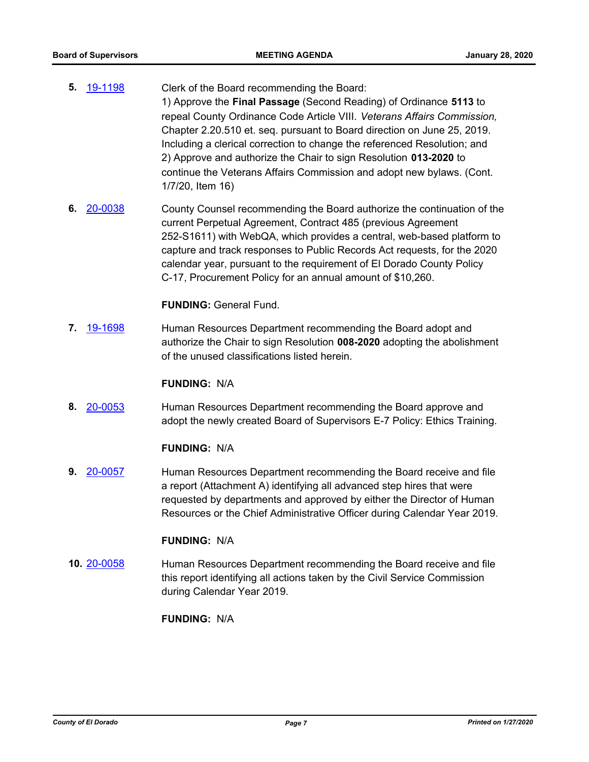**5.** 19-1198 Clerk of the Board recommending the Board:
1) Approve the **Final Passage** (Second Reading) of Ordinance **5113** to repeal County Ordinance Code Article VIII. *Veterans Affairs Commission,* Chapter 2.20.510 et. seq. pursuant to Board direction on June 25, 2019. Including a clerical correction to change the referenced Resolution; and
2) Approve and authorize the Chair to sign Resolution **013-2020** to continue the Veterans Affairs Commission and adopt new bylaws. (Cont. 1/7/20, Item 16)

**6.** 20-0038 County Counsel recommending the Board authorize the continuation of the current Perpetual Agreement, Contract 485 (previous Agreement 252-S1611) with WebQA, which provides a central, web-based platform to capture and track responses to Public Records Act requests, for the 2020 calendar year, pursuant to the requirement of El Dorado County Policy C-17, Procurement Policy for an annual amount of $10,260.

**FUNDING:** General Fund.

**7.** 19-1698 Human Resources Department recommending the Board adopt and authorize the Chair to sign Resolution **008-2020** adopting the abolishment of the unused classifications listed herein.

**FUNDING:** N/A

**8.** 20-0053 Human Resources Department recommending the Board approve and adopt the newly created Board of Supervisors E-7 Policy: Ethics Training.

**FUNDING:** N/A

**9.** 20-0057 Human Resources Department recommending the Board receive and file a report (Attachment A) identifying all advanced step hires that were requested by departments and approved by either the Director of Human Resources or the Chief Administrative Officer during Calendar Year 2019.

**FUNDING:** N/A

**10.** 20-0058 Human Resources Department recommending the Board receive and file this report identifying all actions taken by the Civil Service Commission during Calendar Year 2019.

**FUNDING:** N/A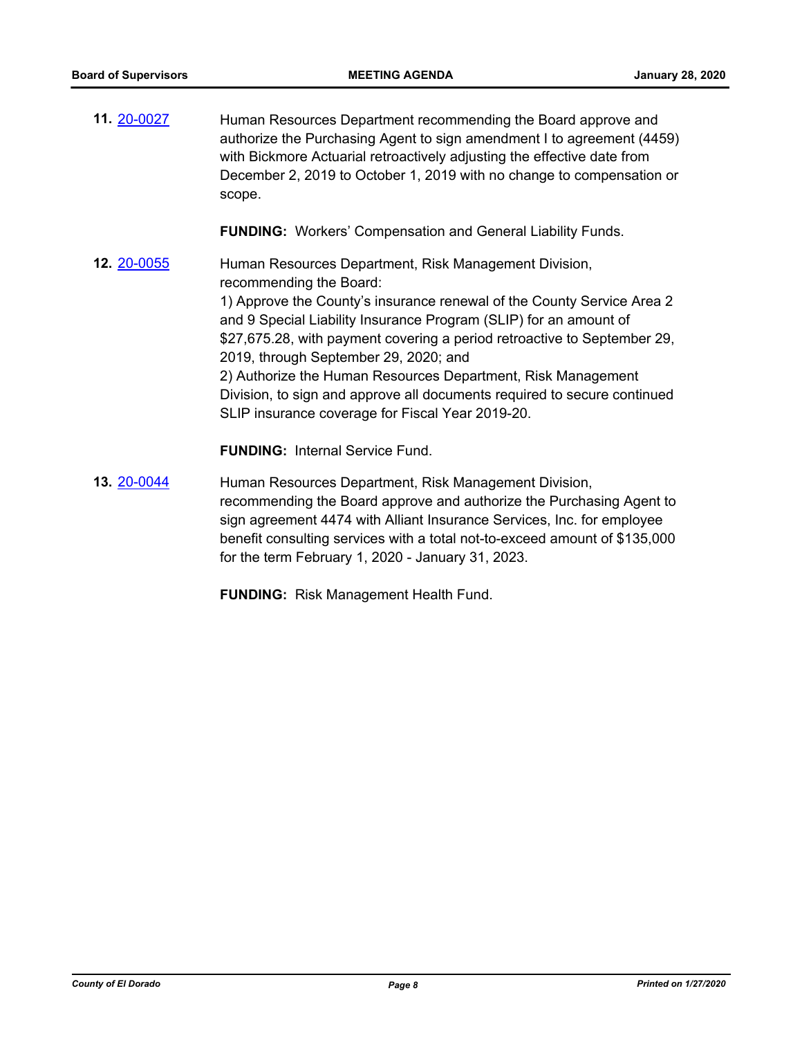**11.** 20-0027 Human Resources Department recommending the Board approve and authorize the Purchasing Agent to sign amendment I to agreement (4459) with Bickmore Actuarial retroactively adjusting the effective date from December 2, 2019 to October 1, 2019 with no change to compensation or scope.

**FUNDING:** Workers' Compensation and General Liability Funds.

**12.** 20-0055 Human Resources Department, Risk Management Division, recommending the Board:

1) Approve the County's insurance renewal of the County Service Area 2 and 9 Special Liability Insurance Program (SLIP) for an amount of $27,675.28, with payment covering a period retroactive to September 29, 2019, through September 29, 2020; and

2) Authorize the Human Resources Department, Risk Management Division, to sign and approve all documents required to secure continued SLIP insurance coverage for Fiscal Year 2019-20.

**FUNDING:** Internal Service Fund.

**13.** 20-0044 Human Resources Department, Risk Management Division, recommending the Board approve and authorize the Purchasing Agent to sign agreement 4474 with Alliant Insurance Services, Inc. for employee benefit consulting services with a total not-to-exceed amount of $135,000 for the term February 1, 2020 - January 31, 2023.

**FUNDING:** Risk Management Health Fund.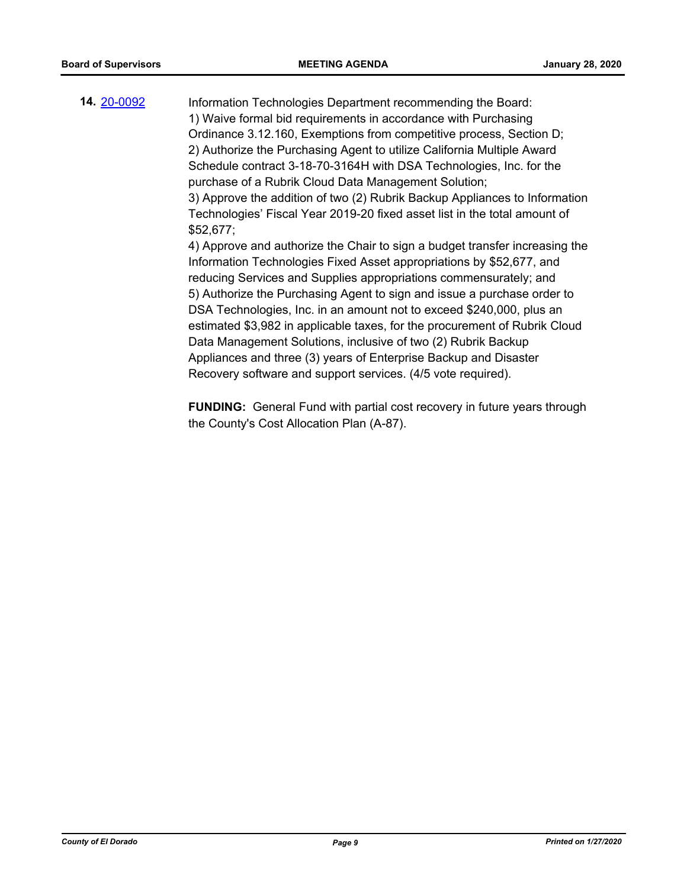**14.** 20-0092

Information Technologies Department recommending the Board:
1) Waive formal bid requirements in accordance with Purchasing Ordinance 3.12.160, Exemptions from competitive process, Section D;
2) Authorize the Purchasing Agent to utilize California Multiple Award Schedule contract 3-18-70-3164H with DSA Technologies, Inc. for the purchase of a Rubrik Cloud Data Management Solution;
3) Approve the addition of two (2) Rubrik Backup Appliances to Information Technologies' Fiscal Year 2019-20 fixed asset list in the total amount of $52,677;
4) Approve and authorize the Chair to sign a budget transfer increasing the Information Technologies Fixed Asset appropriations by $52,677, and reducing Services and Supplies appropriations commensurately; and
5) Authorize the Purchasing Agent to sign and issue a purchase order to DSA Technologies, Inc. in an amount not to exceed $240,000, plus an estimated $3,982 in applicable taxes, for the procurement of Rubrik Cloud Data Management Solutions, inclusive of two (2) Rubrik Backup Appliances and three (3) years of Enterprise Backup and Disaster Recovery software and support services. (4/5 vote required).

**FUNDING:** General Fund with partial cost recovery in future years through the County's Cost Allocation Plan (A-87).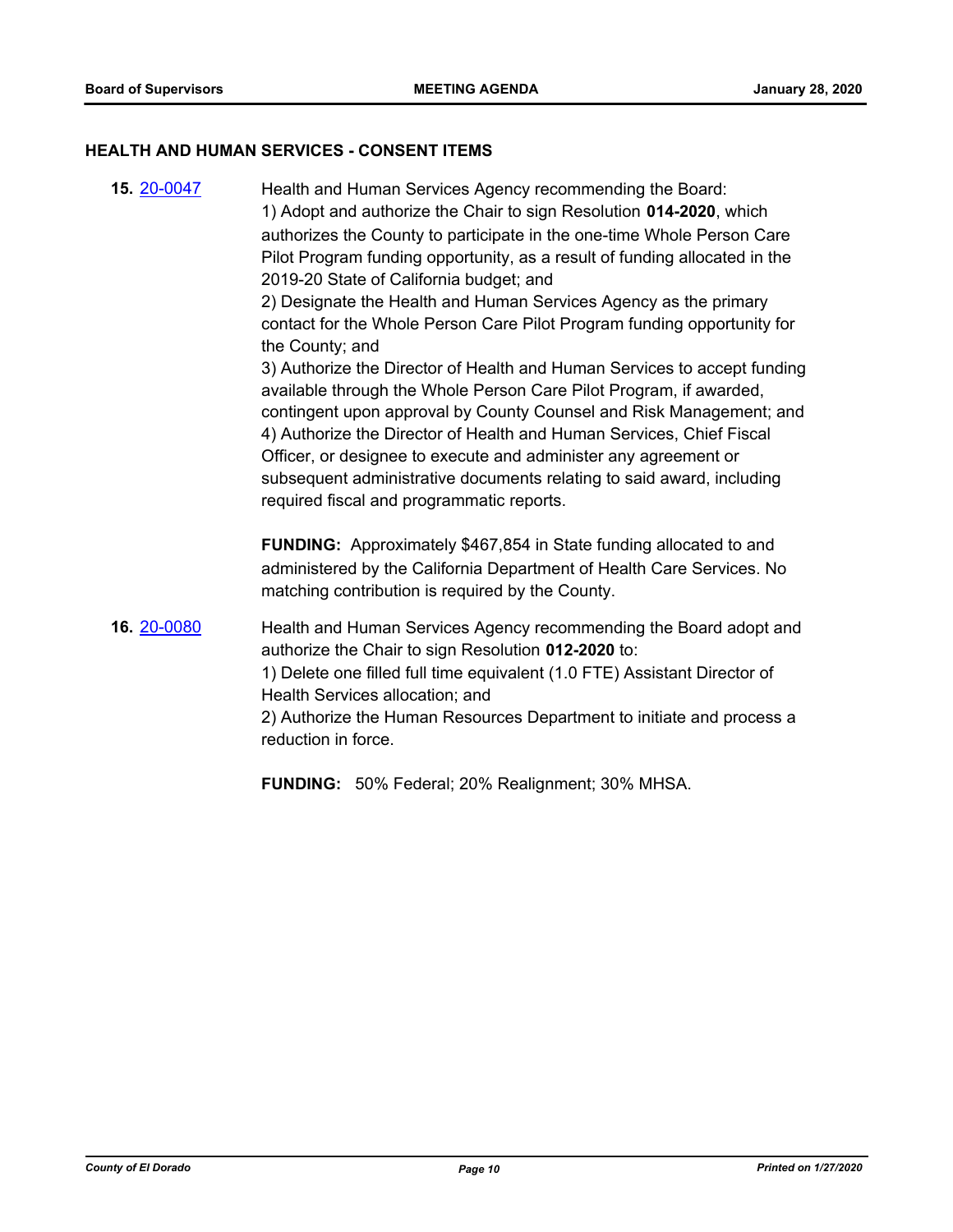## HEALTH AND HUMAN SERVICES - CONSENT ITEMS

**15.** [20-0047](20-0047)

Health and Human Services Agency recommending the Board:
1) Adopt and authorize the Chair to sign Resolution **014-2020**, which authorizes the County to participate in the one-time Whole Person Care Pilot Program funding opportunity, as a result of funding allocated in the 2019-20 State of California budget; and
2) Designate the Health and Human Services Agency as the primary contact for the Whole Person Care Pilot Program funding opportunity for the County; and
3) Authorize the Director of Health and Human Services to accept funding available through the Whole Person Care Pilot Program, if awarded, contingent upon approval by County Counsel and Risk Management; and
4) Authorize the Director of Health and Human Services, Chief Fiscal Officer, or designee to execute and administer any agreement or subsequent administrative documents relating to said award, including required fiscal and programmatic reports.

**FUNDING:** Approximately $467,854 in State funding allocated to and administered by the California Department of Health Care Services. No matching contribution is required by the County.

**16.** [20-0080](20-0080)

Health and Human Services Agency recommending the Board adopt and authorize the Chair to sign Resolution **012-2020** to:
1) Delete one filled full time equivalent (1.0 FTE) Assistant Director of Health Services allocation; and
2) Authorize the Human Resources Department to initiate and process a reduction in force.

**FUNDING:** 50% Federal; 20% Realignment; 30% MHSA.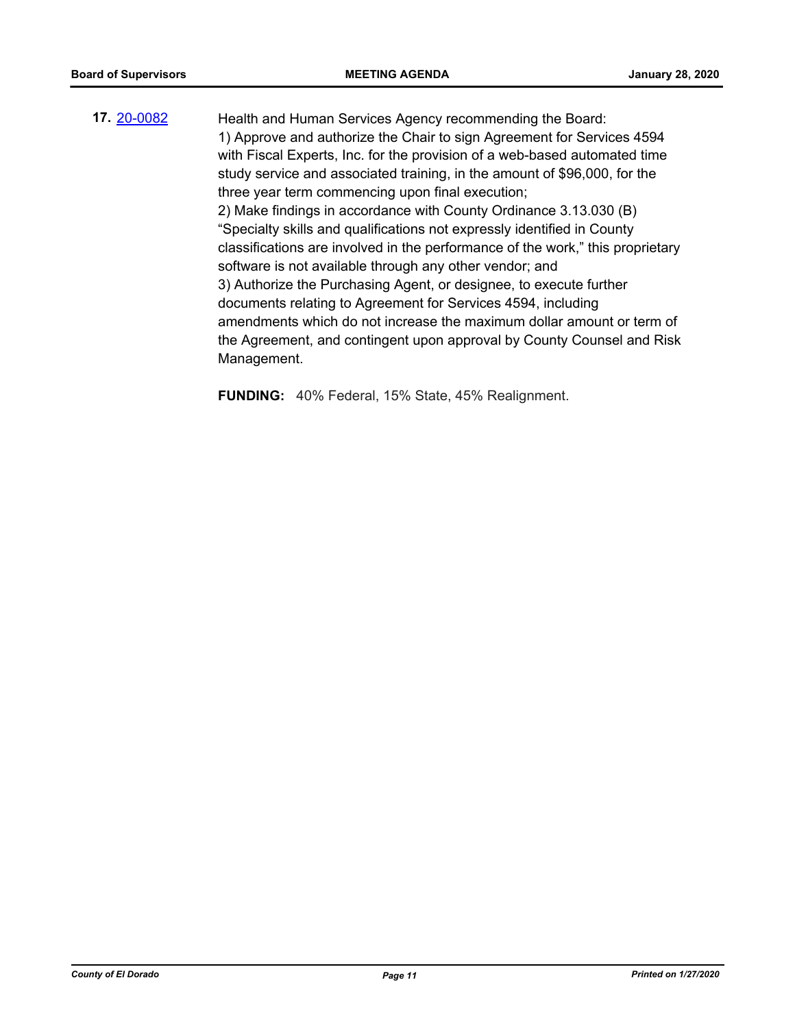**17.** [20-0082](20-0082)

Health and Human Services Agency recommending the Board:
1) Approve and authorize the Chair to sign Agreement for Services 4594 with Fiscal Experts, Inc. for the provision of a web-based automated time study service and associated training, in the amount of $96,000, for the three year term commencing upon final execution;
2) Make findings in accordance with County Ordinance 3.13.030 (B) “Specialty skills and qualifications not expressly identified in County classifications are involved in the performance of the work,” this proprietary software is not available through any other vendor; and
3) Authorize the Purchasing Agent, or designee, to execute further documents relating to Agreement for Services 4594, including amendments which do not increase the maximum dollar amount or term of the Agreement, and contingent upon approval by County Counsel and Risk Management.

**FUNDING:** 40% Federal, 15% State, 45% Realignment.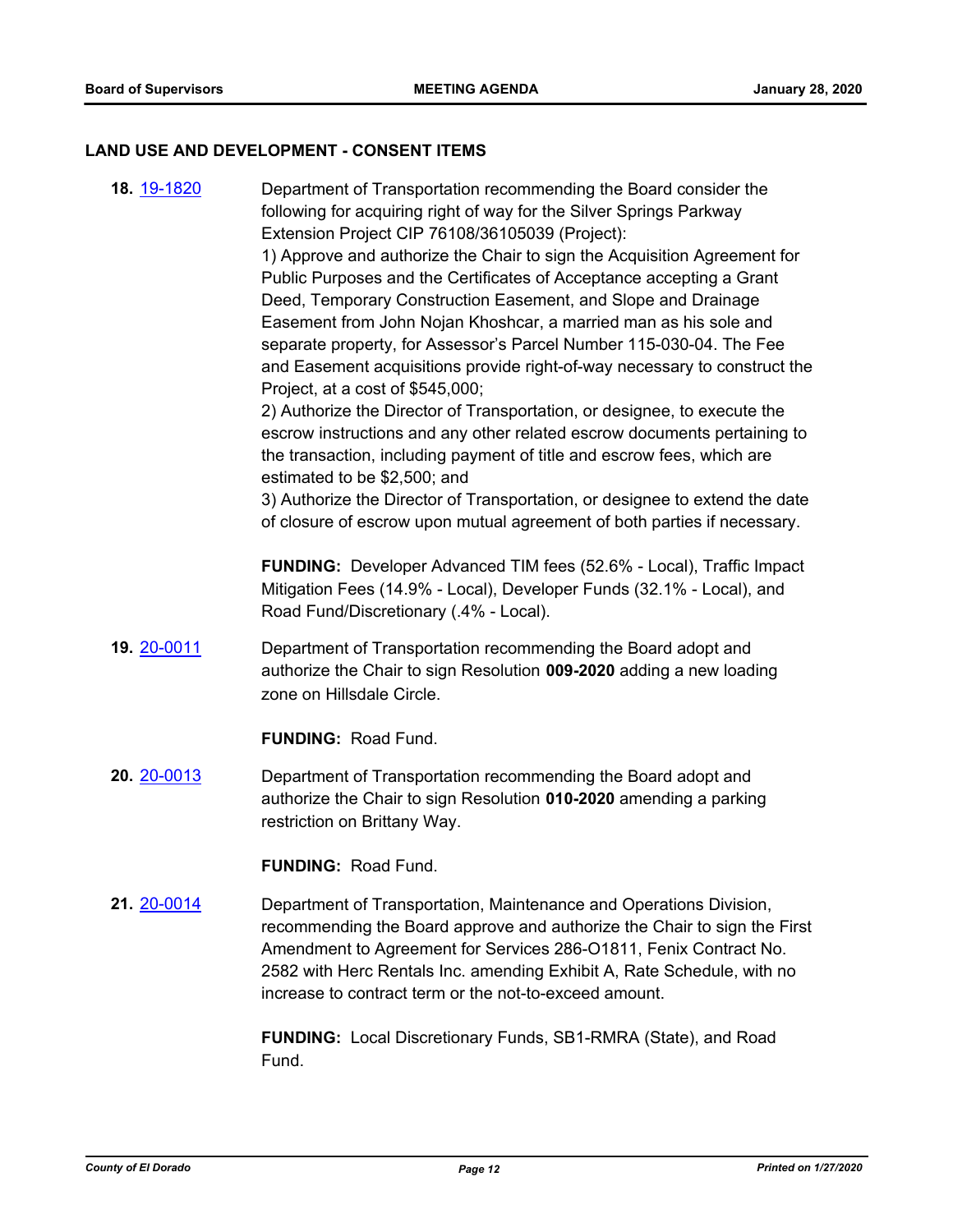## LAND USE AND DEVELOPMENT - CONSENT ITEMS

**18.** 19-1820

Department of Transportation recommending the Board consider the following for acquiring right of way for the Silver Springs Parkway Extension Project CIP 76108/36105039 (Project):

1) Approve and authorize the Chair to sign the Acquisition Agreement for Public Purposes and the Certificates of Acceptance accepting a Grant Deed, Temporary Construction Easement, and Slope and Drainage Easement from John Nojan Khoshcar, a married man as his sole and separate property, for Assessor's Parcel Number 115-030-04. The Fee and Easement acquisitions provide right-of-way necessary to construct the Project, at a cost of $545,000;

2) Authorize the Director of Transportation, or designee, to execute the escrow instructions and any other related escrow documents pertaining to the transaction, including payment of title and escrow fees, which are estimated to be $2,500; and

3) Authorize the Director of Transportation, or designee to extend the date of closure of escrow upon mutual agreement of both parties if necessary.

**FUNDING:** Developer Advanced TIM fees (52.6% - Local), Traffic Impact Mitigation Fees (14.9% - Local), Developer Funds (32.1% - Local), and Road Fund/Discretionary (.4% - Local).

**19.** 20-0011

Department of Transportation recommending the Board adopt and authorize the Chair to sign Resolution **009-2020** adding a new loading zone on Hillsdale Circle.

**FUNDING:** Road Fund.

**20.** 20-0013

Department of Transportation recommending the Board adopt and authorize the Chair to sign Resolution **010-2020** amending a parking restriction on Brittany Way.

**FUNDING:** Road Fund.

**21.** 20-0014

Department of Transportation, Maintenance and Operations Division, recommending the Board approve and authorize the Chair to sign the First Amendment to Agreement for Services 286-O1811, Fenix Contract No. 2582 with Herc Rentals Inc. amending Exhibit A, Rate Schedule, with no increase to contract term or the not-to-exceed amount.

**FUNDING:** Local Discretionary Funds, SB1-RMRA (State), and Road Fund.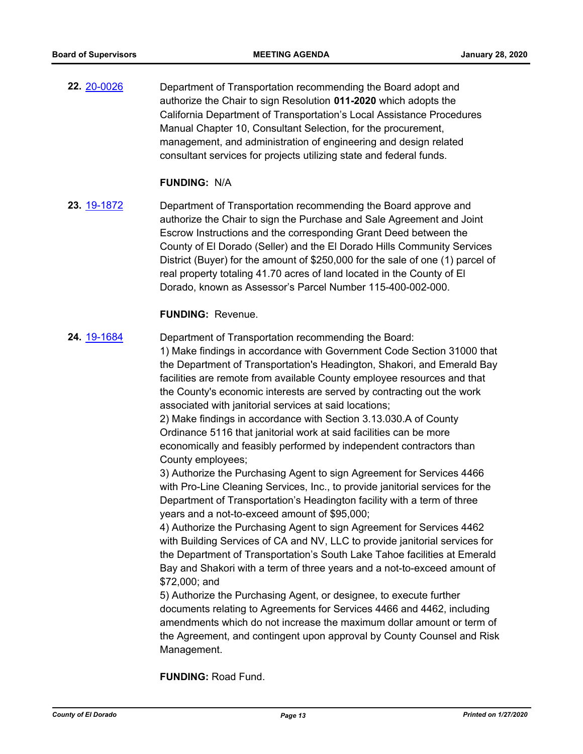**22.** 20-0026 Department of Transportation recommending the Board adopt and authorize the Chair to sign Resolution **011-2020** which adopts the California Department of Transportation's Local Assistance Procedures Manual Chapter 10, Consultant Selection, for the procurement, management, and administration of engineering and design related consultant services for projects utilizing state and federal funds.

**FUNDING:** N/A

**23.** 19-1872 Department of Transportation recommending the Board approve and authorize the Chair to sign the Purchase and Sale Agreement and Joint Escrow Instructions and the corresponding Grant Deed between the County of El Dorado (Seller) and the El Dorado Hills Community Services District (Buyer) for the amount of $250,000 for the sale of one (1) parcel of real property totaling 41.70 acres of land located in the County of El Dorado, known as Assessor's Parcel Number 115-400-002-000.

**FUNDING:** Revenue.

**24.** 19-1684 Department of Transportation recommending the Board:

1) Make findings in accordance with Government Code Section 31000 that the Department of Transportation's Headington, Shakori, and Emerald Bay facilities are remote from available County employee resources and that the County's economic interests are served by contracting out the work associated with janitorial services at said locations;

2) Make findings in accordance with Section 3.13.030.A of County Ordinance 5116 that janitorial work at said facilities can be more economically and feasibly performed by independent contractors than County employees;

3) Authorize the Purchasing Agent to sign Agreement for Services 4466 with Pro-Line Cleaning Services, Inc., to provide janitorial services for the Department of Transportation's Headington facility with a term of three years and a not-to-exceed amount of $95,000;

4) Authorize the Purchasing Agent to sign Agreement for Services 4462 with Building Services of CA and NV, LLC to provide janitorial services for the Department of Transportation's South Lake Tahoe facilities at Emerald Bay and Shakori with a term of three years and a not-to-exceed amount of $72,000; and

5) Authorize the Purchasing Agent, or designee, to execute further documents relating to Agreements for Services 4466 and 4462, including amendments which do not increase the maximum dollar amount or term of the Agreement, and contingent upon approval by County Counsel and Risk Management.

**FUNDING:** Road Fund.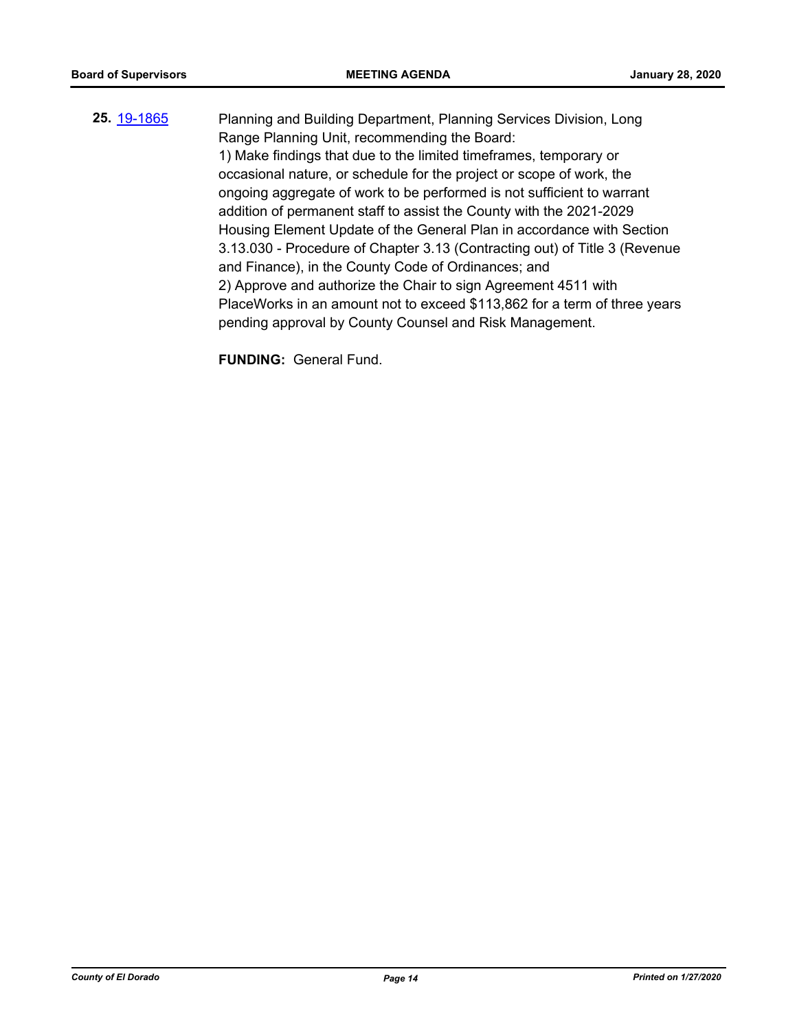**25.** [19-1865](19-1865)

Planning and Building Department, Planning Services Division, Long Range Planning Unit, recommending the Board:

1) Make findings that due to the limited timeframes, temporary or occasional nature, or schedule for the project or scope of work, the ongoing aggregate of work to be performed is not sufficient to warrant addition of permanent staff to assist the County with the 2021-2029 Housing Element Update of the General Plan in accordance with Section 3.13.030 - Procedure of Chapter 3.13 (Contracting out) of Title 3 (Revenue and Finance), in the County Code of Ordinances; and

2) Approve and authorize the Chair to sign Agreement 4511 with PlaceWorks in an amount not to exceed $113,862 for a term of three years pending approval by County Counsel and Risk Management.

**FUNDING:** General Fund.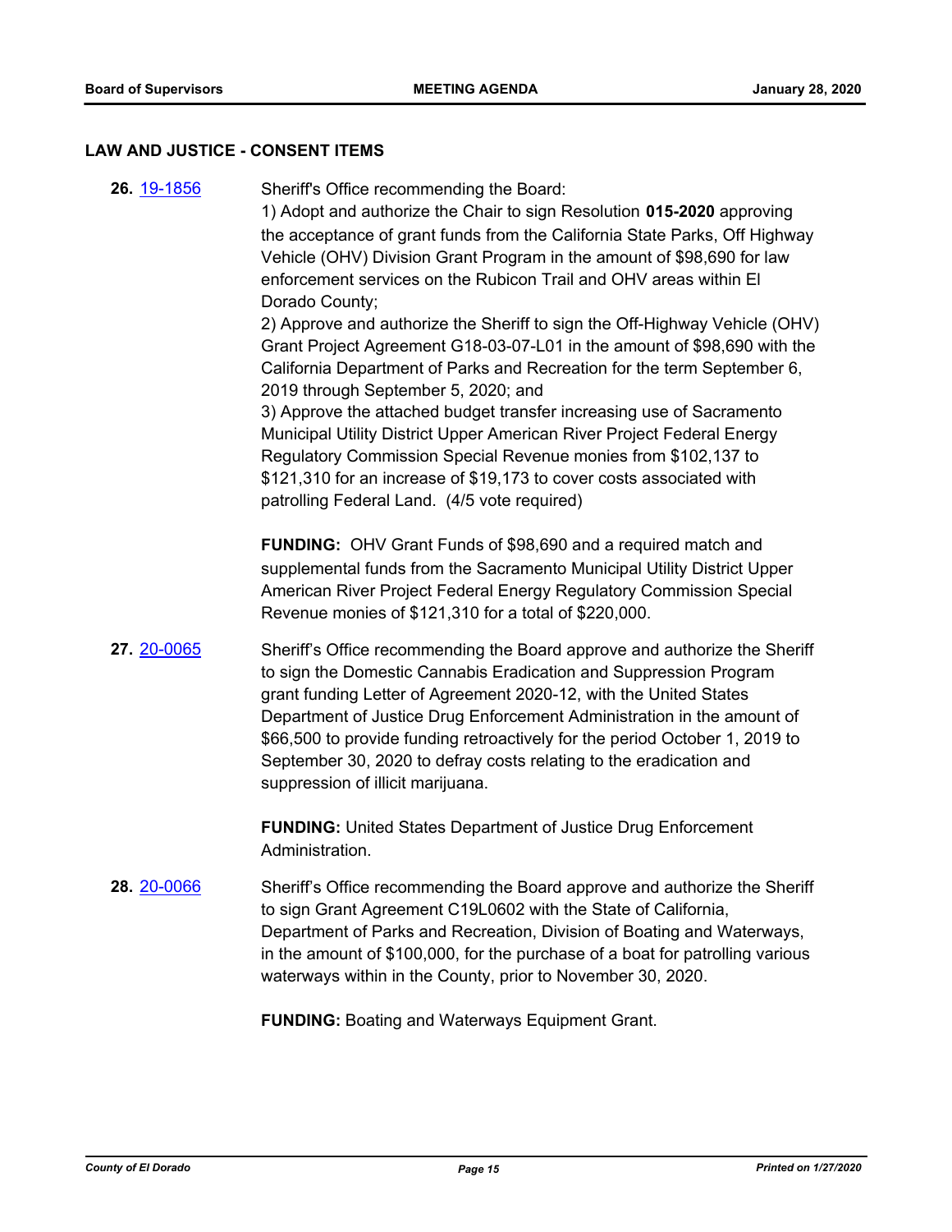## LAW AND JUSTICE - CONSENT ITEMS

**26.** 19-1856

Sheriff's Office recommending the Board:
1) Adopt and authorize the Chair to sign Resolution **015-2020** approving the acceptance of grant funds from the California State Parks, Off Highway Vehicle (OHV) Division Grant Program in the amount of $98,690 for law enforcement services on the Rubicon Trail and OHV areas within El Dorado County;
2) Approve and authorize the Sheriff to sign the Off-Highway Vehicle (OHV) Grant Project Agreement G18-03-07-L01 in the amount of $98,690 with the California Department of Parks and Recreation for the term September 6, 2019 through September 5, 2020; and
3) Approve the attached budget transfer increasing use of Sacramento Municipal Utility District Upper American River Project Federal Energy Regulatory Commission Special Revenue monies from $102,137 to $121,310 for an increase of $19,173 to cover costs associated with patrolling Federal Land. (4/5 vote required)

**FUNDING:** OHV Grant Funds of $98,690 and a required match and supplemental funds from the Sacramento Municipal Utility District Upper American River Project Federal Energy Regulatory Commission Special Revenue monies of $121,310 for a total of $220,000.

**27.** 20-0065

Sheriff's Office recommending the Board approve and authorize the Sheriff to sign the Domestic Cannabis Eradication and Suppression Program grant funding Letter of Agreement 2020-12, with the United States Department of Justice Drug Enforcement Administration in the amount of $66,500 to provide funding retroactively for the period October 1, 2019 to September 30, 2020 to defray costs relating to the eradication and suppression of illicit marijuana.

**FUNDING:** United States Department of Justice Drug Enforcement Administration.

**28.** 20-0066

Sheriff's Office recommending the Board approve and authorize the Sheriff to sign Grant Agreement C19L0602 with the State of California, Department of Parks and Recreation, Division of Boating and Waterways, in the amount of $100,000, for the purchase of a boat for patrolling various waterways within in the County, prior to November 30, 2020.

**FUNDING:** Boating and Waterways Equipment Grant.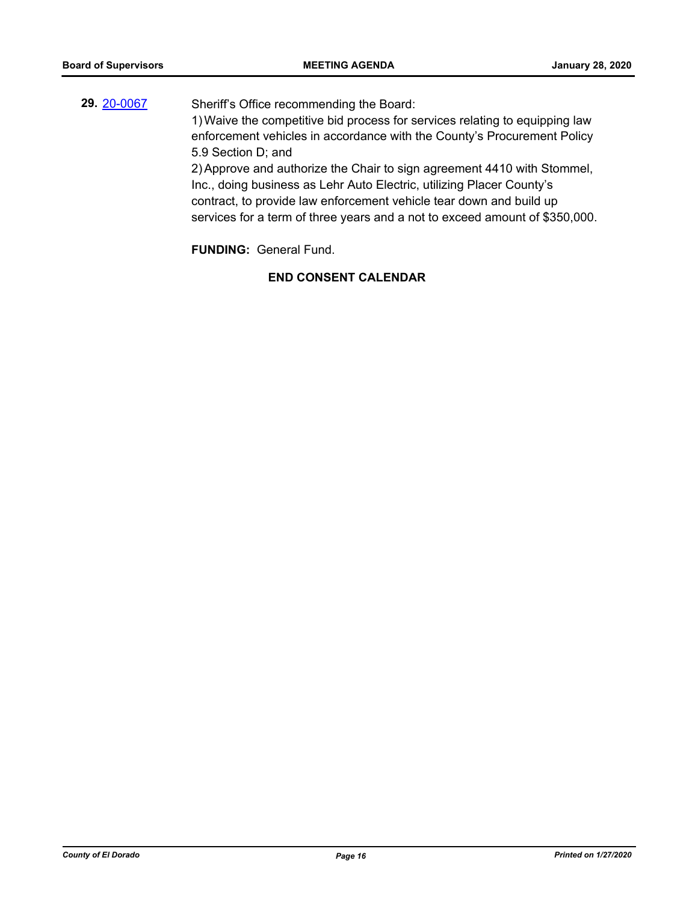**29.** 20-0067 Sheriff's Office recommending the Board:

1) Waive the competitive bid process for services relating to equipping law enforcement vehicles in accordance with the County's Procurement Policy 5.9 Section D; and

2) Approve and authorize the Chair to sign agreement 4410 with Stommel, Inc., doing business as Lehr Auto Electric, utilizing Placer County's contract, to provide law enforcement vehicle tear down and build up services for a term of three years and a not to exceed amount of $350,000.

**FUNDING:** General Fund.

**END CONSENT CALENDAR**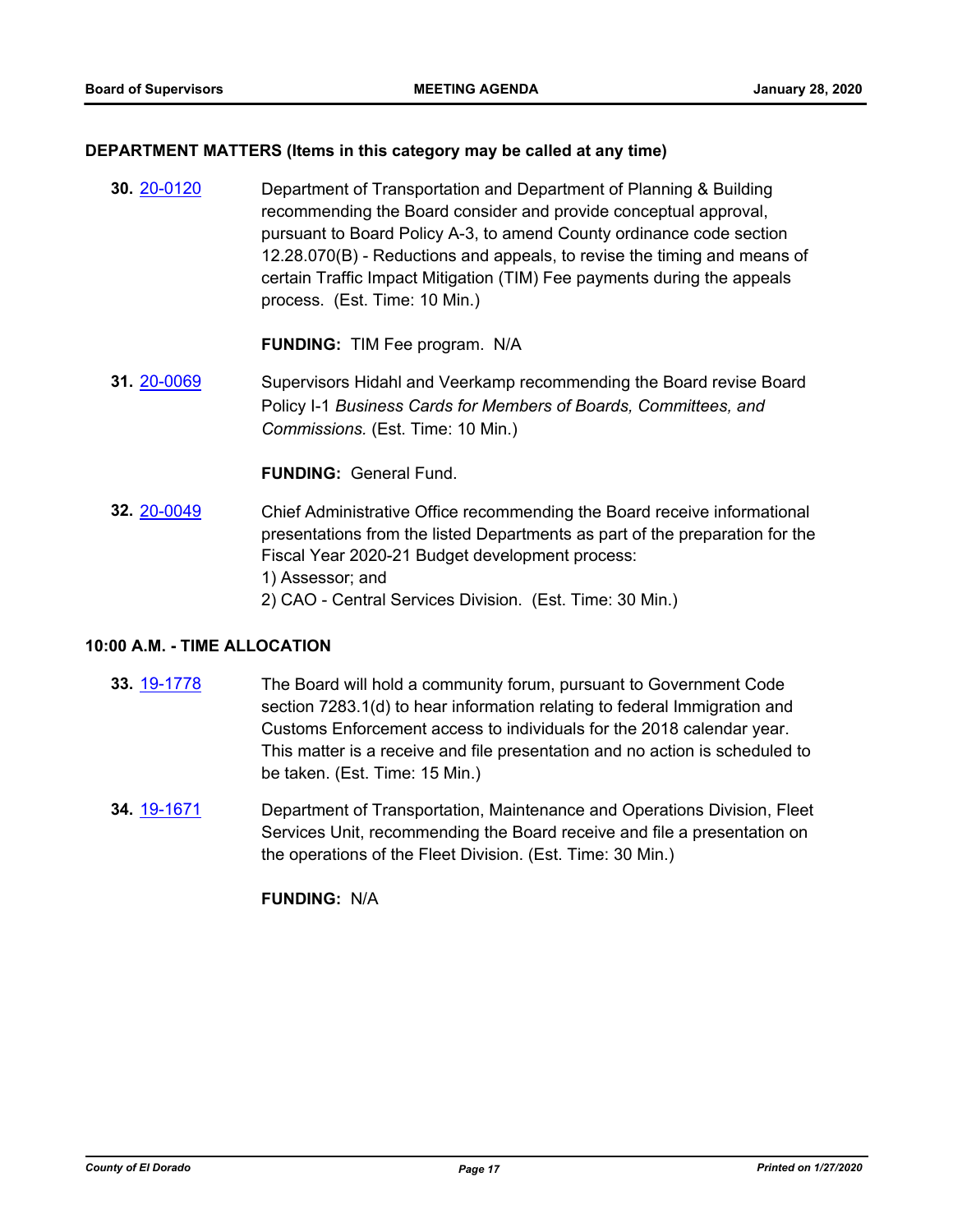## DEPARTMENT MATTERS (Items in this category may be called at any time)

**30.** [20-0120](20-0120) Department of Transportation and Department of Planning & Building recommending the Board consider and provide conceptual approval, pursuant to Board Policy A-3, to amend County ordinance code section 12.28.070(B) - Reductions and appeals, to revise the timing and means of certain Traffic Impact Mitigation (TIM) Fee payments during the appeals process. (Est. Time: 10 Min.)

**FUNDING:** TIM Fee program. N/A

**31.** [20-0069](20-0069) Supervisors Hidahl and Veerkamp recommending the Board revise Board Policy I-1 *Business Cards for Members of Boards, Committees, and Commissions.* (Est. Time: 10 Min.)

**FUNDING:** General Fund.

**32.** [20-0049](20-0049) Chief Administrative Office recommending the Board receive informational presentations from the listed Departments as part of the preparation for the Fiscal Year 2020-21 Budget development process:
1) Assessor; and
2) CAO - Central Services Division. (Est. Time: 30 Min.)

## 10:00 A.M. - TIME ALLOCATION

**33.** [19-1778](19-1778) The Board will hold a community forum, pursuant to Government Code section 7283.1(d) to hear information relating to federal Immigration and Customs Enforcement access to individuals for the 2018 calendar year. This matter is a receive and file presentation and no action is scheduled to be taken. (Est. Time: 15 Min.)

**34.** [19-1671](19-1671) Department of Transportation, Maintenance and Operations Division, Fleet Services Unit, recommending the Board receive and file a presentation on the operations of the Fleet Division. (Est. Time: 30 Min.)

**FUNDING:** N/A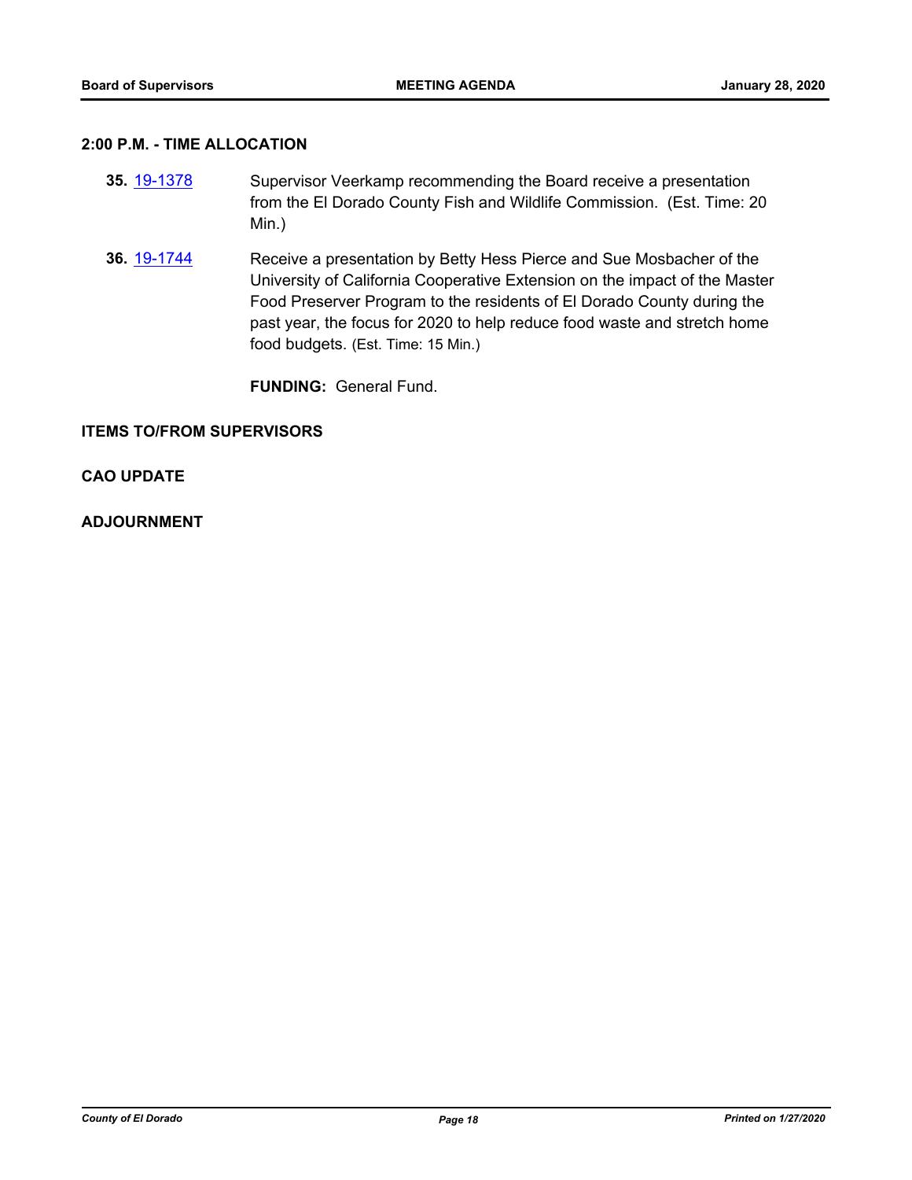## 2:00 P.M. - TIME ALLOCATION

**35.** 19-1378 Supervisor Veerkamp recommending the Board receive a presentation from the El Dorado County Fish and Wildlife Commission. (Est. Time: 20 Min.)

**36.** 19-1744 Receive a presentation by Betty Hess Pierce and Sue Mosbacher of the University of California Cooperative Extension on the impact of the Master Food Preserver Program to the residents of El Dorado County during the past year, the focus for 2020 to help reduce food waste and stretch home food budgets. (Est. Time: 15 Min.)

**FUNDING:** General Fund.

## ITEMS TO/FROM SUPERVISORS

## CAO UPDATE

## ADJOURNMENT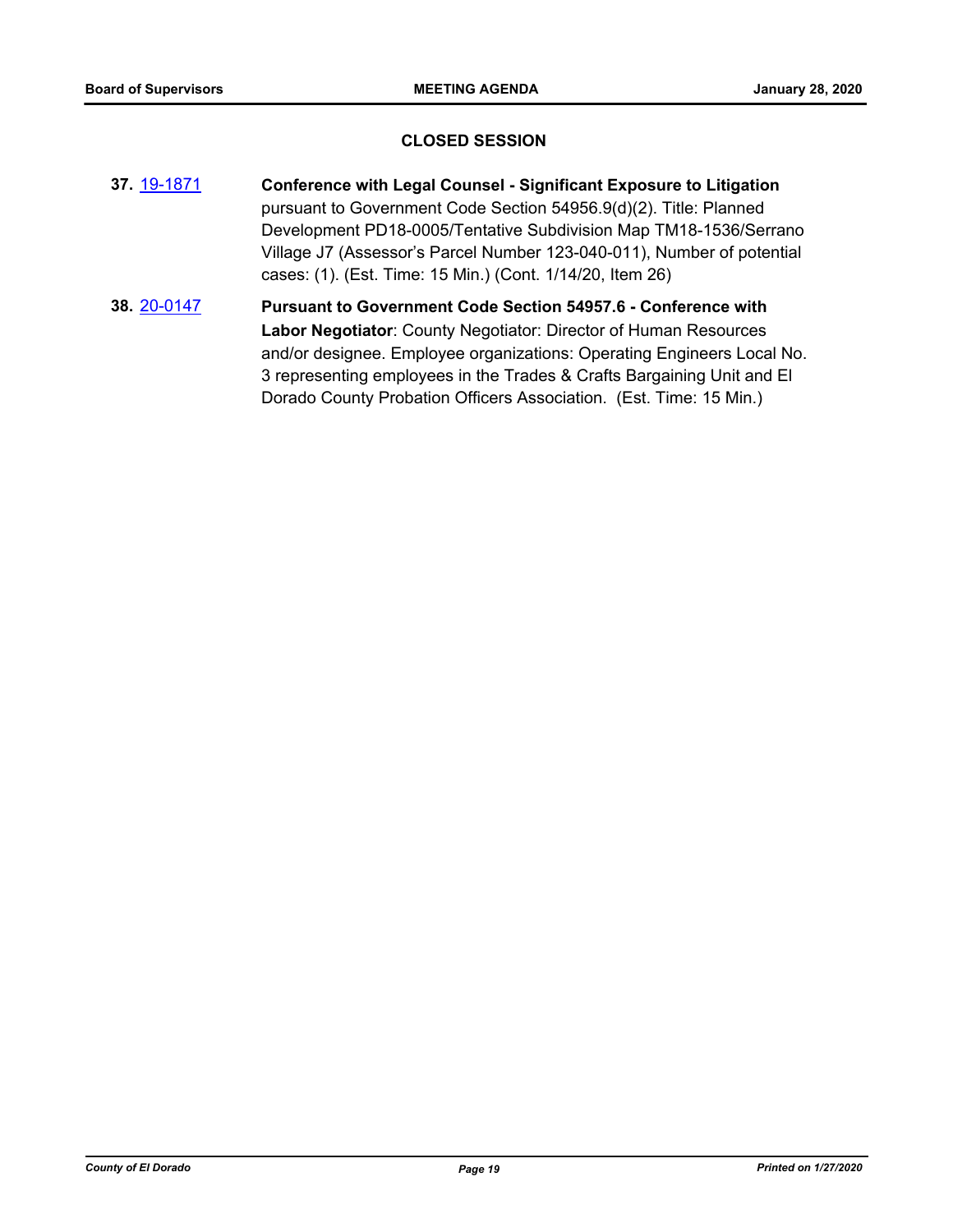## CLOSED SESSION

**37.** 19-1871 **Conference with Legal Counsel - Significant Exposure to Litigation** pursuant to Government Code Section 54956.9(d)(2). Title: Planned Development PD18-0005/Tentative Subdivision Map TM18-1536/Serrano Village J7 (Assessor's Parcel Number 123-040-011), Number of potential cases: (1). (Est. Time: 15 Min.) (Cont. 1/14/20, Item 26)

**38.** 20-0147 **Pursuant to Government Code Section 54957.6 - Conference with Labor Negotiator**: County Negotiator: Director of Human Resources and/or designee. Employee organizations: Operating Engineers Local No. 3 representing employees in the Trades & Crafts Bargaining Unit and El Dorado County Probation Officers Association. (Est. Time: 15 Min.)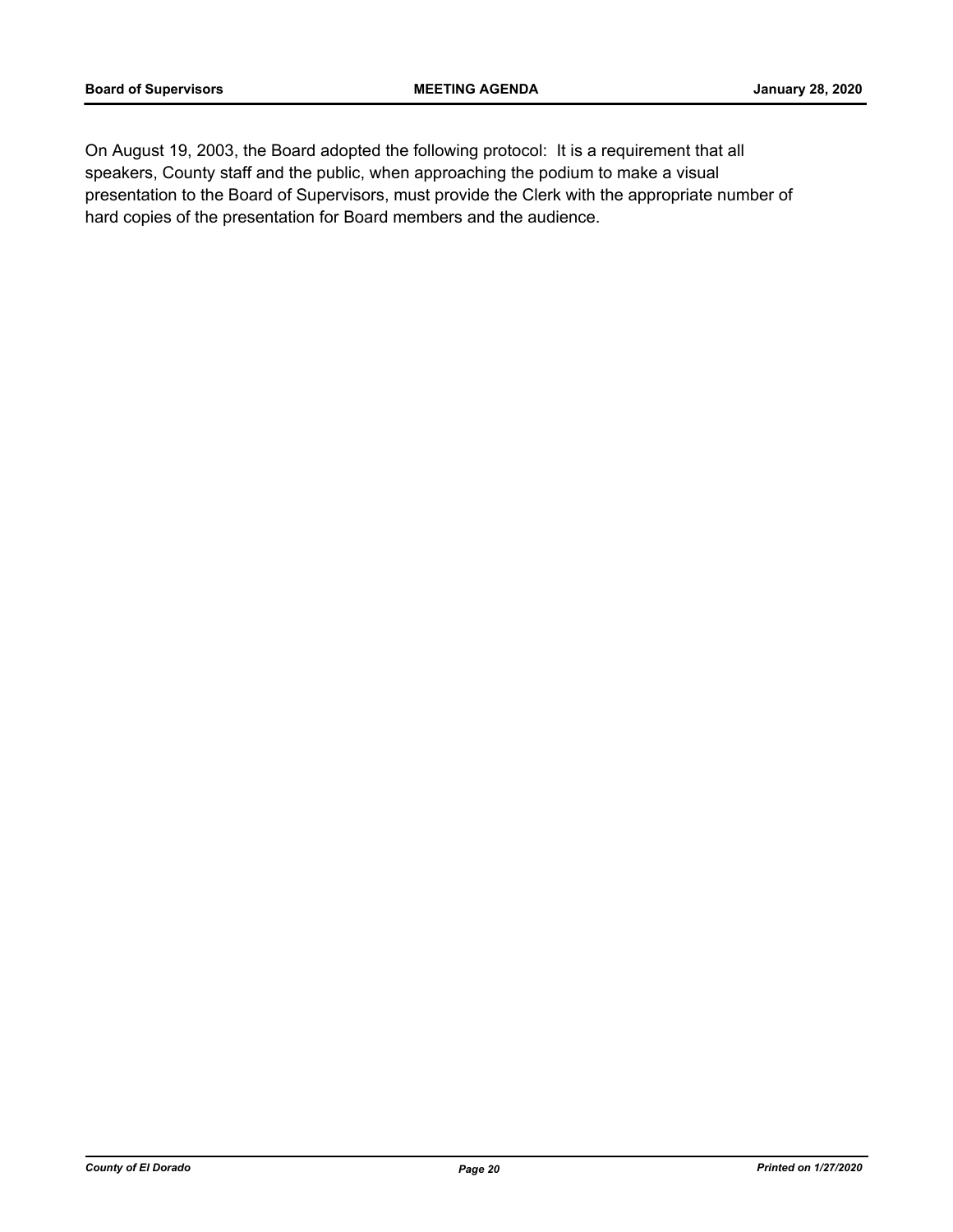On August 19, 2003, the Board adopted the following protocol: It is a requirement that all speakers, County staff and the public, when approaching the podium to make a visual presentation to the Board of Supervisors, must provide the Clerk with the appropriate number of hard copies of the presentation for Board members and the audience.